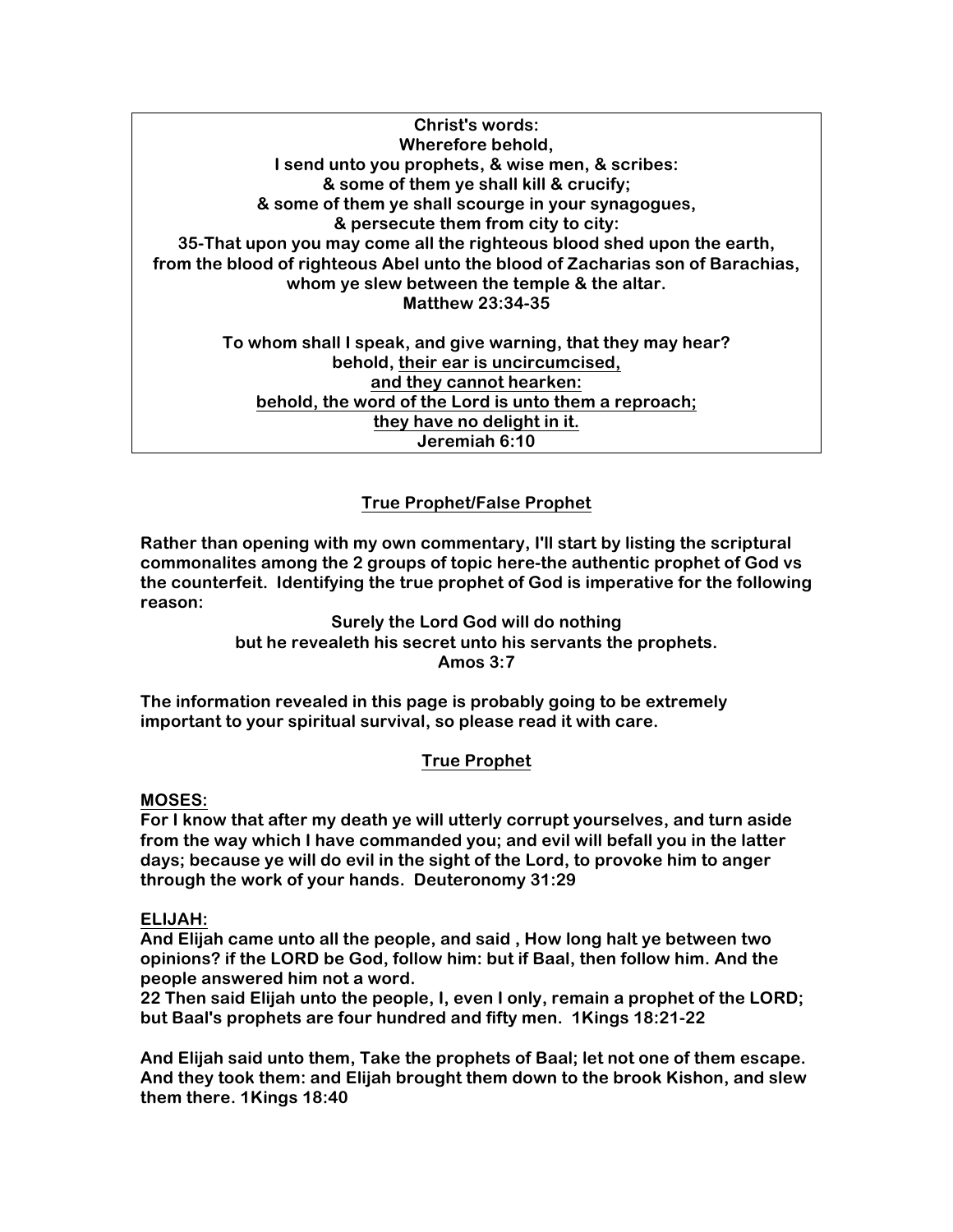**Christ's words:**
**Wherefore behold,**
**I send unto you prophets, & wise men, & scribes:**
**& some of them ye shall kill & crucify;**
**& some of them ye shall scourge in your synagogues,**
**& persecute them from city to city:**
**35-That upon you may come all the righteous blood shed upon the earth,**
**from the blood of righteous Abel unto the blood of Zacharias son of Barachias,**
**whom ye slew between the temple & the altar.**
**Matthew 23:34-35**

**To whom shall I speak, and give warning, that they may hear?**
**behold, <u>their ear is uncircumcised,</u>**
**<u>and they cannot hearken:</u>**
**<u>behold, the word of the Lord is unto them a reproach;</u>**
**<u>they have no delight in it.</u>**
**Jeremiah 6:10**

## True Prophet/False Prophet

**Rather than opening with my own commentary, I'll start by listing the scriptural commonalites among the 2 groups of topic here-the authentic prophet of God vs the counterfeit. Identifying the true prophet of God is imperative for the following reason:**

**Surely the Lord God will do nothing**
**but he revealeth his secret unto his servants the prophets.**
**Amos 3:7**

**The information revealed in this page is probably going to be extremely important to your spiritual survival, so please read it with care.**

## True Prophet

**<u>MOSES:</u>**
**For I know that after my death ye will utterly corrupt yourselves, and turn aside from the way which I have commanded you; and evil will befall you in the latter days; because ye will do evil in the sight of the Lord, to provoke him to anger through the work of your hands. Deuteronomy 31:29**

**<u>ELIJAH:</u>**
**And Elijah came unto all the people, and said , How long halt ye between two opinions? if the LORD be God, follow him: but if Baal, then follow him. And the people answered him not a word.**
**22 Then said Elijah unto the people, I, even I only, remain a prophet of the LORD; but Baal's prophets are four hundred and fifty men. 1Kings 18:21-22**

**And Elijah said unto them, Take the prophets of Baal; let not one of them escape. And they took them: and Elijah brought them down to the brook Kishon, and slew them there. 1Kings 18:40**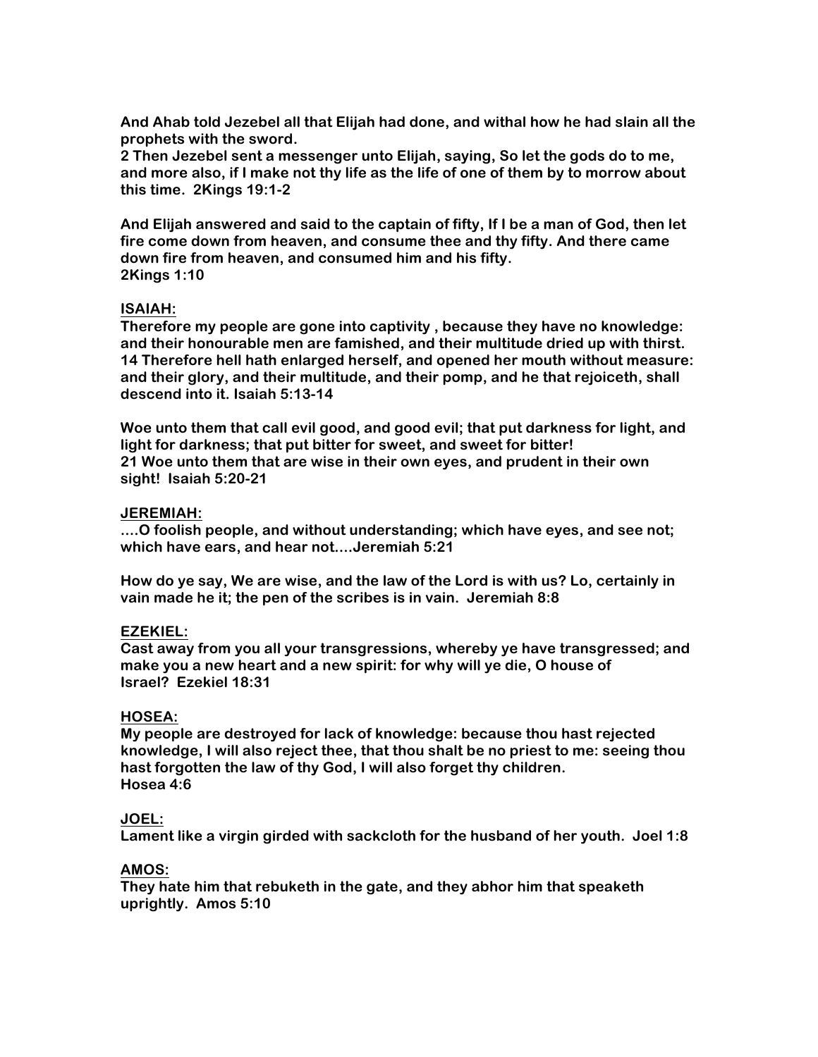**And Ahab told Jezebel all that Elijah had done, and withal how he had slain all the prophets with the sword.**
**2 Then Jezebel sent a messenger unto Elijah, saying, So let the gods do to me, and more also, if I make not thy life as the life of one of them by to morrow about this time. 2Kings 19:1-2**

**And Elijah answered and said to the captain of fifty, If I be a man of God, then let fire come down from heaven, and consume thee and thy fifty. And there came down fire from heaven, and consumed him and his fifty.**
**2Kings 1:10**

**ISAIAH:**
**Therefore my people are gone into captivity , because they have no knowledge: and their honourable men are famished, and their multitude dried up with thirst.**
**14 Therefore hell hath enlarged herself, and opened her mouth without measure: and their glory, and their multitude, and their pomp, and he that rejoiceth, shall descend into it. Isaiah 5:13-14**

**Woe unto them that call evil good, and good evil; that put darkness for light, and light for darkness; that put bitter for sweet, and sweet for bitter!**
**21 Woe unto them that are wise in their own eyes, and prudent in their own sight! Isaiah 5:20-21**

**JEREMIAH:**
**....O foolish people, and without understanding; which have eyes, and see not; which have ears, and hear not....Jeremiah 5:21**

**How do ye say, We are wise, and the law of the Lord is with us? Lo, certainly in vain made he it; the pen of the scribes is in vain. Jeremiah 8:8**

**EZEKIEL:**
**Cast away from you all your transgressions, whereby ye have transgressed; and make you a new heart and a new spirit: for why will ye die, O house of Israel? Ezekiel 18:31**

**HOSEA:**
**My people are destroyed for lack of knowledge: because thou hast rejected knowledge, I will also reject thee, that thou shalt be no priest to me: seeing thou hast forgotten the law of thy God, I will also forget thy children.**
**Hosea 4:6**

**JOEL:**
**Lament like a virgin girded with sackcloth for the husband of her youth. Joel 1:8**

**AMOS:**
**They hate him that rebuketh in the gate, and they abhor him that speaketh uprightly. Amos 5:10**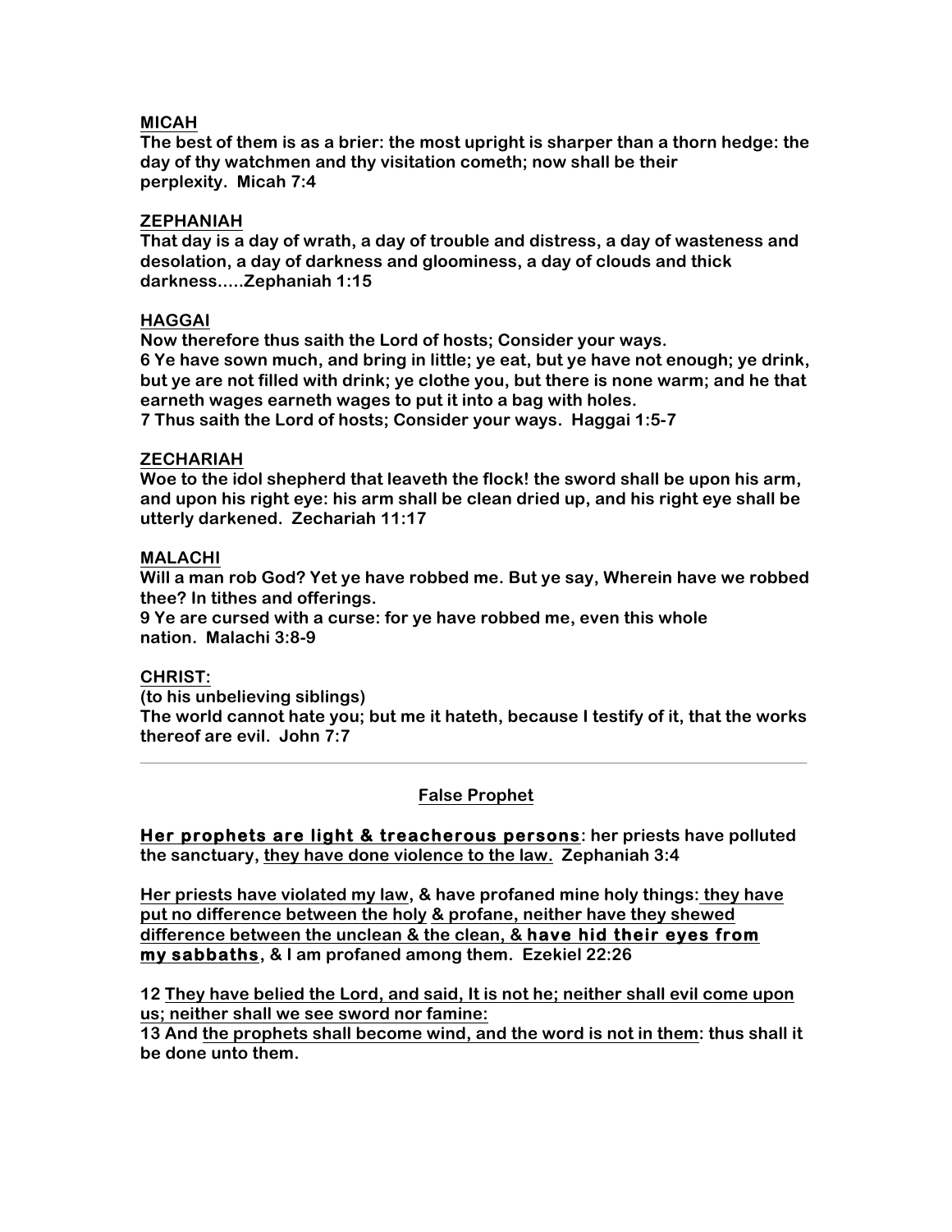**<u>MICAH</u>**
**The best of them is as a brier: the most upright is sharper than a thorn hedge: the day of thy watchmen and thy visitation cometh; now shall be their perplexity.  Micah 7:4**

**<u>ZEPHANIAH</u>**
**That day is a day of wrath, a day of trouble and distress, a day of wasteness and desolation, a day of darkness and gloominess, a day of clouds and thick darkness.....Zephaniah 1:15**

**<u>HAGGAI</u>**
**Now therefore thus saith the Lord of hosts; Consider your ways.**
**6 Ye have sown much, and bring in little; ye eat, but ye have not enough; ye drink, but ye are not filled with drink; ye clothe you, but there is none warm; and he that earneth wages earneth wages to put it into a bag with holes.**
**7 Thus saith the Lord of hosts; Consider your ways.  Haggai 1:5-7**

**<u>ZECHARIAH</u>**
**Woe to the idol shepherd that leaveth the flock! the sword shall be upon his arm, and upon his right eye: his arm shall be clean dried up, and his right eye shall be utterly darkened.  Zechariah 11:17**

**<u>MALACHI</u>**
**Will a man rob God? Yet ye have robbed me. But ye say, Wherein have we robbed thee? In tithes and offerings.**
**9 Ye are cursed with a curse: for ye have robbed me, even this whole nation.  Malachi 3:8-9**

**<u>CHRIST:</u>**
**(to his unbelieving siblings)**
**The world cannot hate you; but me it hateth, because I testify of it, that the works thereof are evil.  John 7:7**

---

## <u>False Prophet</u>

**<u>Her prophets are light & treacherous persons</u>: her priests have polluted the sanctuary, <u>they have done violence to the law.</u>  Zephaniah 3:4**

**<u>Her priests have violated my law</u>, & have profaned mine holy things<u>: they have put no difference between the holy & profane, neither have they shewed difference between the unclean & the clean, & have hid their eyes from my sabbaths</u>, & I am profaned among them.  Ezekiel 22:26**

**12 <u>They have belied the Lord, and said, It is not he; neither shall evil come upon us; neither shall we see sword nor famine:</u>**
**13 And <u>the prophets shall become wind, and the word is not in them</u>: thus shall it be done unto them.**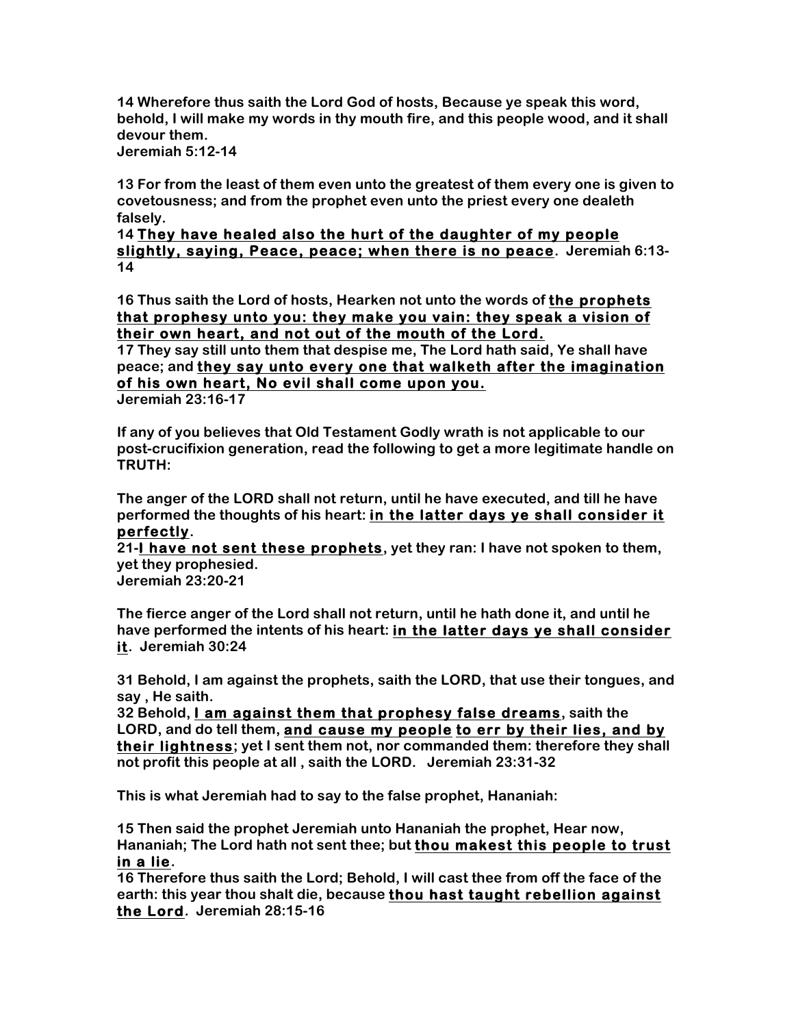**14 Wherefore thus saith the Lord God of hosts, Because ye speak this word, behold, I will make my words in thy mouth fire, and this people wood, and it shall devour them.**
**Jeremiah 5:12-14**

**13 For from the least of them even unto the greatest of them every one is given to covetousness; and from the prophet even unto the priest every one dealeth falsely.**
**14 <u>They have healed also the hurt of the daughter of my people slightly, saying, Peace, peace; when there is no peace</u>. Jeremiah 6:13-14**

**16 Thus saith the Lord of hosts, Hearken not unto the words of <u>the prophets that prophesy unto you: they make you vain: they speak a vision of their own heart, and not out of the mouth of the Lord.</u>**
**17 They say still unto them that despise me, The Lord hath said, Ye shall have peace; and <u>they say unto every one that walketh after the imagination of his own heart, No evil shall come upon you.</u>**
**Jeremiah 23:16-17**

**If any of you believes that Old Testament Godly wrath is not applicable to our post-crucifixion generation, read the following to get a more legitimate handle on TRUTH:**

**The anger of the LORD shall not return, until he have executed, and till he have performed the thoughts of his heart: <u>in the latter days ye shall consider it perfectly</u>.**
**21-<u>I have not sent these prophets</u>, yet they ran: I have not spoken to them, yet they prophesied.**
**Jeremiah 23:20-21**

**The fierce anger of the Lord shall not return, until he hath done it, and until he have performed the intents of his heart: <u>in the latter days ye shall consider it</u>. Jeremiah 30:24**

**31 Behold, I am against the prophets, saith the LORD, that use their tongues, and say , He saith.**
**32 Behold, <u>I am against them that prophesy false dreams</u>, saith the LORD, and do tell them, <u>and cause my people to err by their lies, and by their lightness</u>; yet I sent them not, nor commanded them: therefore they shall not profit this people at all , saith the LORD. Jeremiah 23:31-32**

**This is what Jeremiah had to say to the false prophet, Hananiah:**

**15 Then said the prophet Jeremiah unto Hananiah the prophet, Hear now, Hananiah; The Lord hath not sent thee; but <u>thou makest this people to trust in a lie</u>.**
**16 Therefore thus saith the Lord; Behold, I will cast thee from off the face of the earth: this year thou shalt die, because <u>thou hast taught rebellion against the Lord</u>. Jeremiah 28:15-16**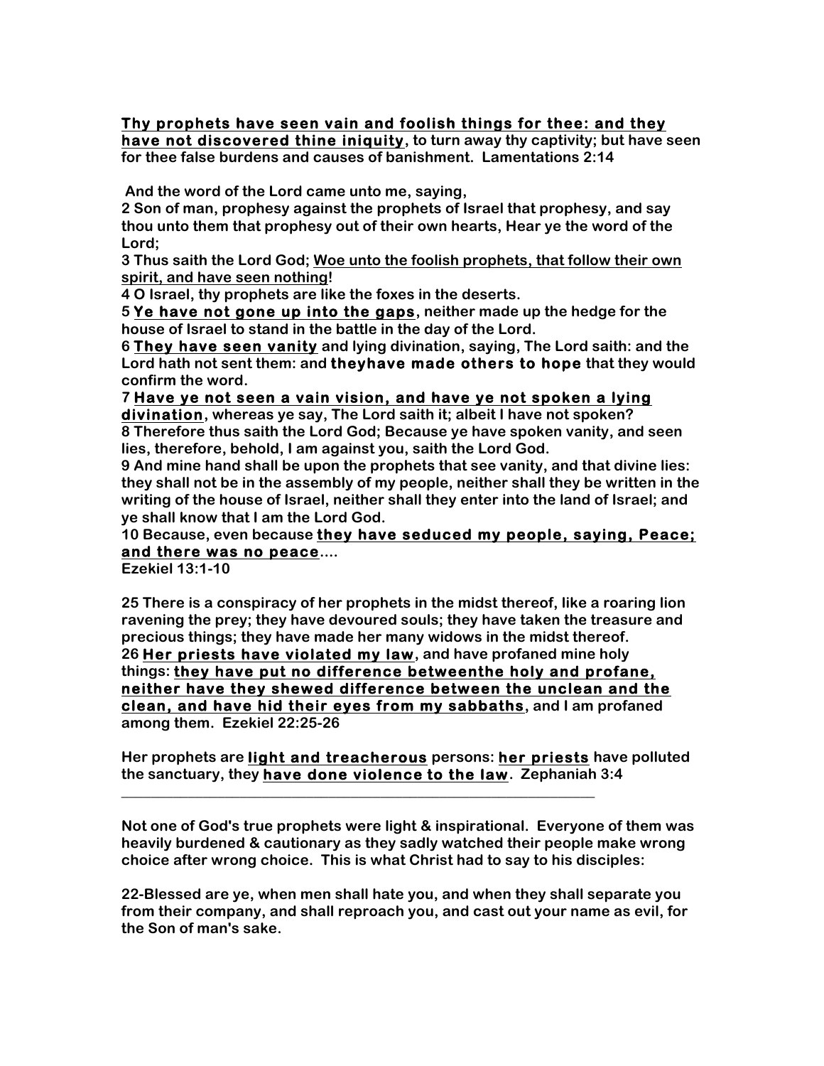**Thy prophets have seen vain and foolish things for thee: and they have not discovered thine iniquity, to turn away thy captivity; but have seen for thee false burdens and causes of banishment. Lamentations 2:14**

**And the word of the Lord came unto me, saying,**

**2 Son of man, prophesy against the prophets of Israel that prophesy, and say thou unto them that prophesy out of their own hearts, Hear ye the word of the Lord;**

**3 Thus saith the Lord God; Woe unto the foolish prophets, that follow their own spirit, and have seen nothing!**

**4 O Israel, thy prophets are like the foxes in the deserts.**

**5 Ye have not gone up into the gaps, neither made up the hedge for the house of Israel to stand in the battle in the day of the Lord.**

**6 They have seen vanity and lying divination, saying, The Lord saith: and the Lord hath not sent them: and theyhave made others to hope that they would confirm the word.**

**7 Have ye not seen a vain vision, and have ye not spoken a lying divination, whereas ye say, The Lord saith it; albeit I have not spoken?**

**8 Therefore thus saith the Lord God; Because ye have spoken vanity, and seen lies, therefore, behold, I am against you, saith the Lord God.**

**9 And mine hand shall be upon the prophets that see vanity, and that divine lies: they shall not be in the assembly of my people, neither shall they be written in the writing of the house of Israel, neither shall they enter into the land of Israel; and ye shall know that I am the Lord God.**

**10 Because, even because they have seduced my people, saying, Peace; and there was no peace....**

**Ezekiel 13:1-10**

**25 There is a conspiracy of her prophets in the midst thereof, like a roaring lion ravening the prey; they have devoured souls; they have taken the treasure and precious things; they have made her many widows in the midst thereof.**

**26 Her priests have violated my law, and have profaned mine holy things: they have put no difference betweenthe holy and profane, neither have they shewed difference between the unclean and the clean, and have hid their eyes from my sabbaths, and I am profaned among them. Ezekiel 22:25-26**

**Her prophets are light and treacherous persons: her priests have polluted the sanctuary, they have done violence to the law. Zephaniah 3:4**

---

**Not one of God's true prophets were light & inspirational. Everyone of them was heavily burdened & cautionary as they sadly watched their people make wrong choice after wrong choice. This is what Christ had to say to his disciples:**

**22-Blessed are ye, when men shall hate you, and when they shall separate you from their company, and shall reproach you, and cast out your name as evil, for the Son of man's sake.**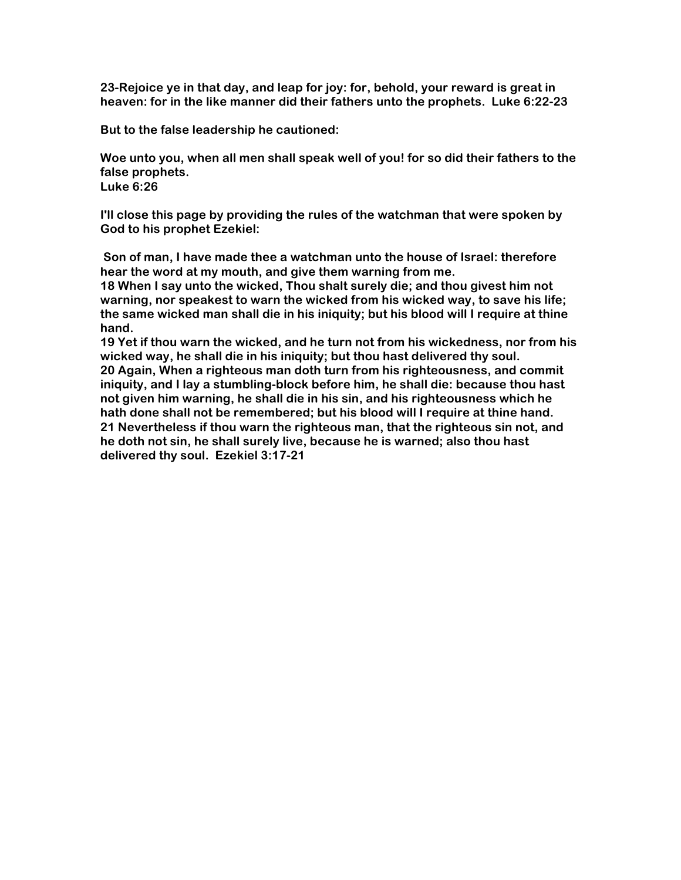**23-Rejoice ye in that day, and leap for joy: for, behold, your reward is great in heaven: for in the like manner did their fathers unto the prophets. Luke 6:22-23**

**But to the false leadership he cautioned:**

**Woe unto you, when all men shall speak well of you! for so did their fathers to the false prophets.**
**Luke 6:26**

**I'll close this page by providing the rules of the watchman that were spoken by God to his prophet Ezekiel:**

**Son of man, I have made thee a watchman unto the house of Israel: therefore hear the word at my mouth, and give them warning from me.**
**18 When I say unto the wicked, Thou shalt surely die; and thou givest him not warning, nor speakest to warn the wicked from his wicked way, to save his life; the same wicked man shall die in his iniquity; but his blood will I require at thine hand.**
**19 Yet if thou warn the wicked, and he turn not from his wickedness, nor from his wicked way, he shall die in his iniquity; but thou hast delivered thy soul.**
**20 Again, When a righteous man doth turn from his righteousness, and commit iniquity, and I lay a stumbling-block before him, he shall die: because thou hast not given him warning, he shall die in his sin, and his righteousness which he hath done shall not be remembered; but his blood will I require at thine hand.**
**21 Nevertheless if thou warn the righteous man, that the righteous sin not, and he doth not sin, he shall surely live, because he is warned; also thou hast delivered thy soul. Ezekiel 3:17-21**